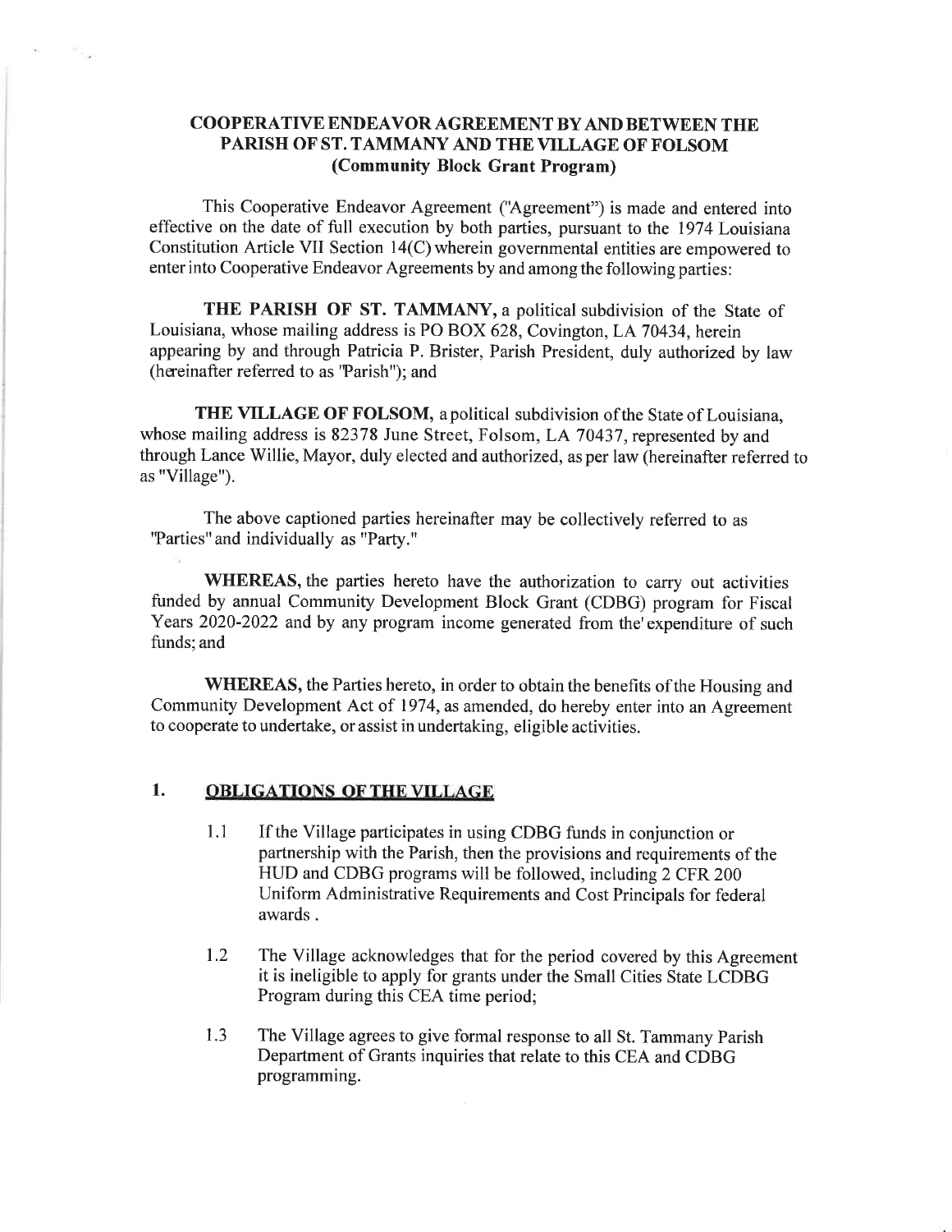# COOPERATIVE ENDEAVOR AGREEMENT BY AND BETWEEN THE PARISH OF ST. TAMMANY AND THE VILLAGE OF FOLSOM (Community Block Grant Program)

This Cooperative Endeavor Agreement ("Agreement") is made and entered into effective on the date of full execution by both parties, pursuant to the 1974 Louisiana Constitution Article VII Section 14(C) wherein governmental entities are empowered to enter into Cooperative Endeavor Agreements by and among the following parties:

**THE PARISH OF ST. TAMMANY,** a political subdivision of the State of Louisiana, whose mailing address is PO BOX 628, Covington, LA 70434, herein appearing by and through Patricia P. Brister, Parish President, duly authorized by law (hereinafter referred to as "Parish"); and

**THE VILLAGE OF FOLSOM,** a political subdivision of the State of Louisiana, whose mailing address is 82378 June Street, Folsom, LA 70437, represented by and through Lance Willie, Mayor, duly elected and authorized, as per law (hereinafter referred to as "Village").

The above captioned parties hereinafter may be collectively referred to as "Parties" and individually as "Party."

**WHEREAS,** the parties hereto have the authorization to carry out activities funded by annual Community Development Block Grant (CDBG) program for Fiscal Years 2020-2022 and by any program income generated from the' expenditure of such funds; and

**WHEREAS,** the Parties hereto, in order to obtain the benefits of the Housing and Community Development Act of 1974, as amended, do hereby enter into an Agreement to cooperate to undertake, or assist in undertaking, eligible activities.

## 1. OBLIGATIONS OF THE VILLAGE

1.1 If the Village participates in using CDBG funds in conjunction or partnership with the Parish, then the provisions and requirements of the HUD and CDBG programs will be followed, including 2 CFR 200 Uniform Administrative Requirements and Cost Principals for federal awards .

1.2 The Village acknowledges that for the period covered by this Agreement it is ineligible to apply for grants under the Small Cities State LCDBG Program during this CEA time period;

1.3 The Village agrees to give formal response to all St. Tammany Parish Department of Grants inquiries that relate to this CEA and CDBG programming.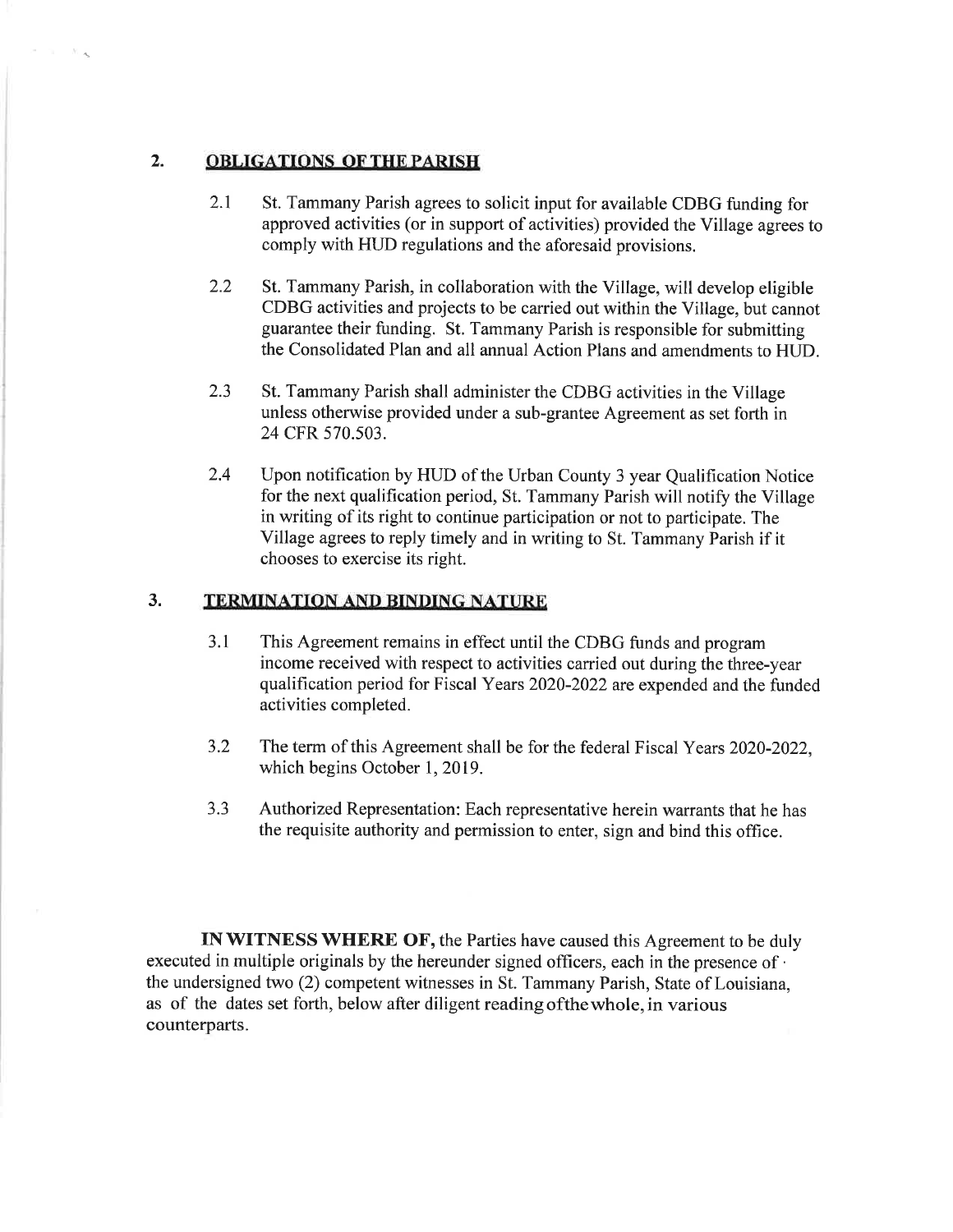## 2. OBLIGATIONS OF THE PARISH

2.1 St. Tammany Parish agrees to solicit input for available CDBG funding for approved activities (or in support of activities) provided the Village agrees to comply with HUD regulations and the aforesaid provisions.

2.2 St. Tammany Parish, in collaboration with the Village, will develop eligible CDBG activities and projects to be carried out within the Village, but cannot guarantee their funding. St. Tammany Parish is responsible for submitting the Consolidated Plan and all annual Action Plans and amendments to HUD.

2.3 St. Tammany Parish shall administer the CDBG activities in the Village unless otherwise provided under a sub-grantee Agreement as set forth in 24 CFR 570.503.

2.4 Upon notification by HUD of the Urban County 3 year Qualification Notice for the next qualification period, St. Tammany Parish will notify the Village in writing of its right to continue participation or not to participate. The Village agrees to reply timely and in writing to St. Tammany Parish if it chooses to exercise its right.

## 3. TERMINATION AND BINDING NATURE

3.1 This Agreement remains in effect until the CDBG funds and program income received with respect to activities carried out during the three-year qualification period for Fiscal Years 2020-2022 are expended and the funded activities completed.

3.2 The term of this Agreement shall be for the federal Fiscal Years 2020-2022, which begins October 1, 2019.

3.3 Authorized Representation: Each representative herein warrants that he has the requisite authority and permission to enter, sign and bind this office.

**IN WITNESS WHERE OF,** the Parties have caused this Agreement to be duly executed in multiple originals by the hereunder signed officers, each in the presence of the undersigned two (2) competent witnesses in St. Tammany Parish, State of Louisiana, as of the dates set forth, below after diligent reading ofthewhole, in various counterparts.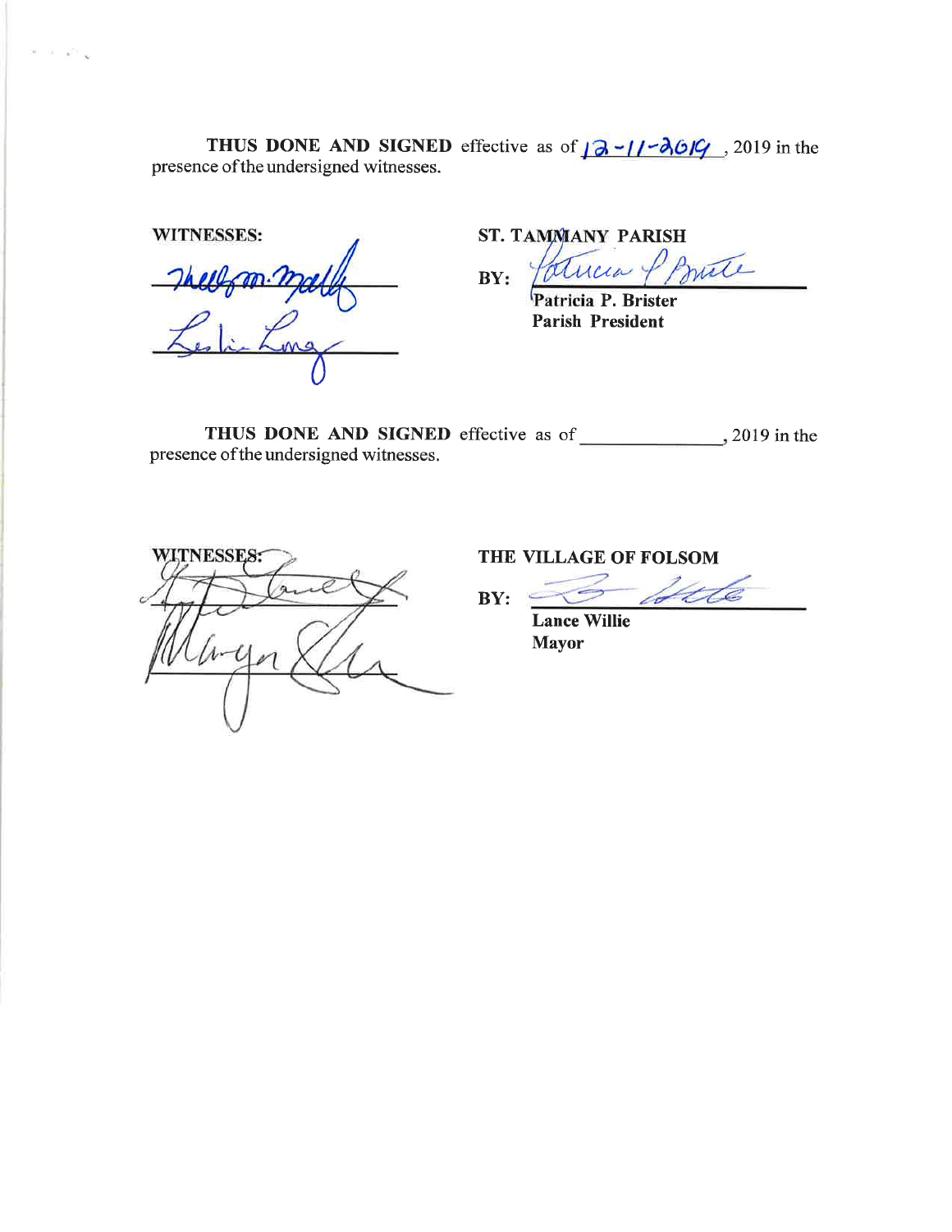**THUS DONE AND SIGNED** effective as of 12-11-2019, 2019 in the presence of the undersigned witnesses.

**WITNESSES:**

_______________________

_______________________

**ST. TAMMANY PARISH**

**BY:** _______________________
**Patricia P. Brister**
**Parish President**

**THUS DONE AND SIGNED** effective as of _______________, 2019 in the presence of the undersigned witnesses.

**WITNESSES:**

_______________________

_______________________

**THE VILLAGE OF FOLSOM**

**BY:** _______________________
**Lance Willie**
**Mayor**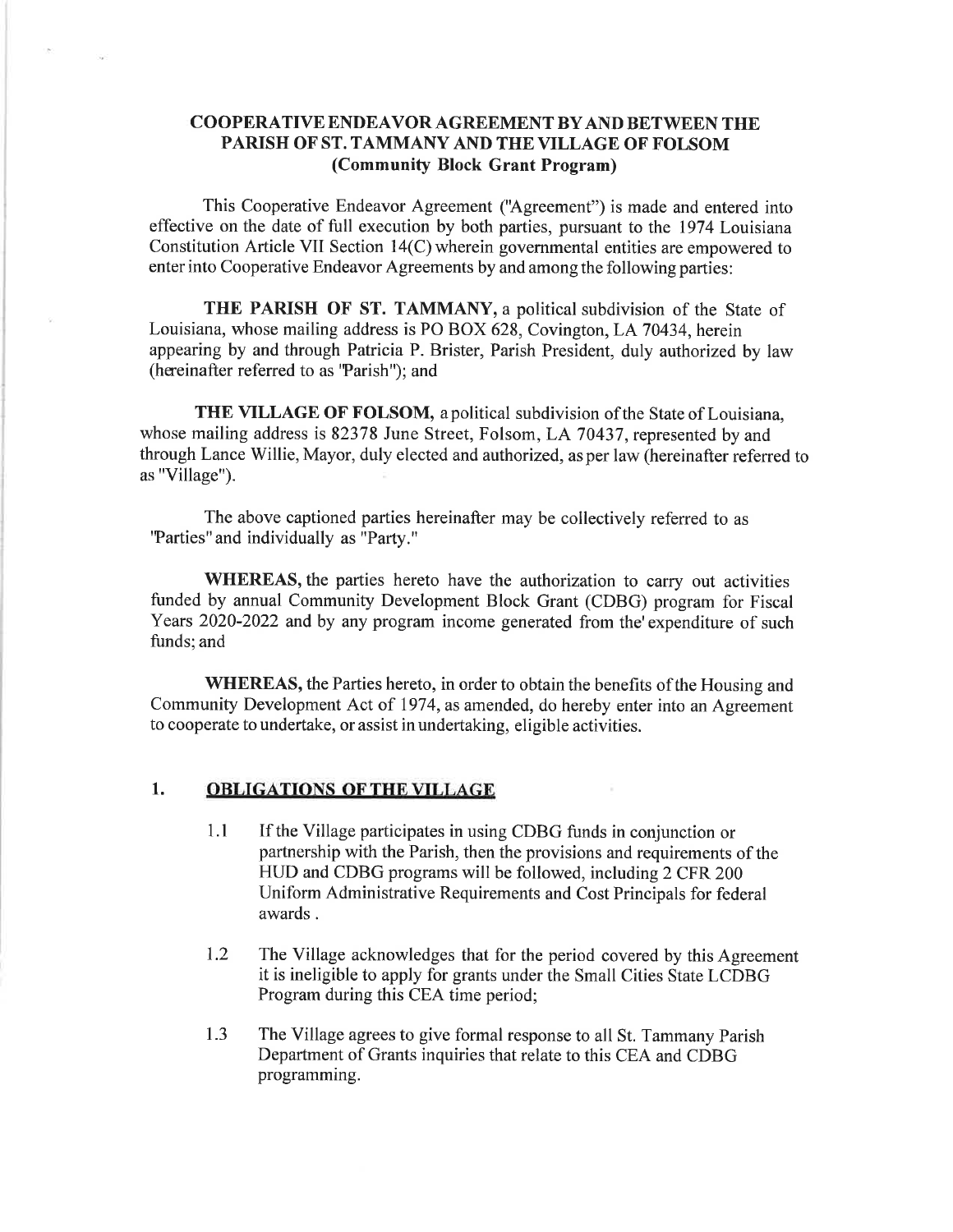**COOPERATIVE ENDEAVOR AGREEMENT BY AND BETWEEN THE PARISH OF ST. TAMMANY AND THE VILLAGE OF FOLSOM (Community Block Grant Program)**

This Cooperative Endeavor Agreement ("Agreement") is made and entered into effective on the date of full execution by both parties, pursuant to the 1974 Louisiana Constitution Article VII Section 14(C) wherein governmental entities are empowered to enter into Cooperative Endeavor Agreements by and among the following parties:

**THE PARISH OF ST. TAMMANY,** a political subdivision of the State of Louisiana, whose mailing address is PO BOX 628, Covington, LA 70434, herein appearing by and through Patricia P. Brister, Parish President, duly authorized by law (hereinafter referred to as "Parish"); and

**THE VILLAGE OF FOLSOM,** a political subdivision of the State of Louisiana, whose mailing address is 82378 June Street, Folsom, LA 70437, represented by and through Lance Willie, Mayor, duly elected and authorized, as per law (hereinafter referred to as "Village").

The above captioned parties hereinafter may be collectively referred to as "Parties" and individually as "Party."

**WHEREAS,** the parties hereto have the authorization to carry out activities funded by annual Community Development Block Grant (CDBG) program for Fiscal Years 2020-2022 and by any program income generated from the' expenditure of such funds; and

**WHEREAS,** the Parties hereto, in order to obtain the benefits of the Housing and Community Development Act of 1974, as amended, do hereby enter into an Agreement to cooperate to undertake, or assist in undertaking, eligible activities.

## 1. OBLIGATIONS OF THE VILLAGE

1.1 If the Village participates in using CDBG funds in conjunction or partnership with the Parish, then the provisions and requirements of the HUD and CDBG programs will be followed, including 2 CFR 200 Uniform Administrative Requirements and Cost Principals for federal awards .

1.2 The Village acknowledges that for the period covered by this Agreement it is ineligible to apply for grants under the Small Cities State LCDBG Program during this CEA time period;

1.3 The Village agrees to give formal response to all St. Tammany Parish Department of Grants inquiries that relate to this CEA and CDBG programming.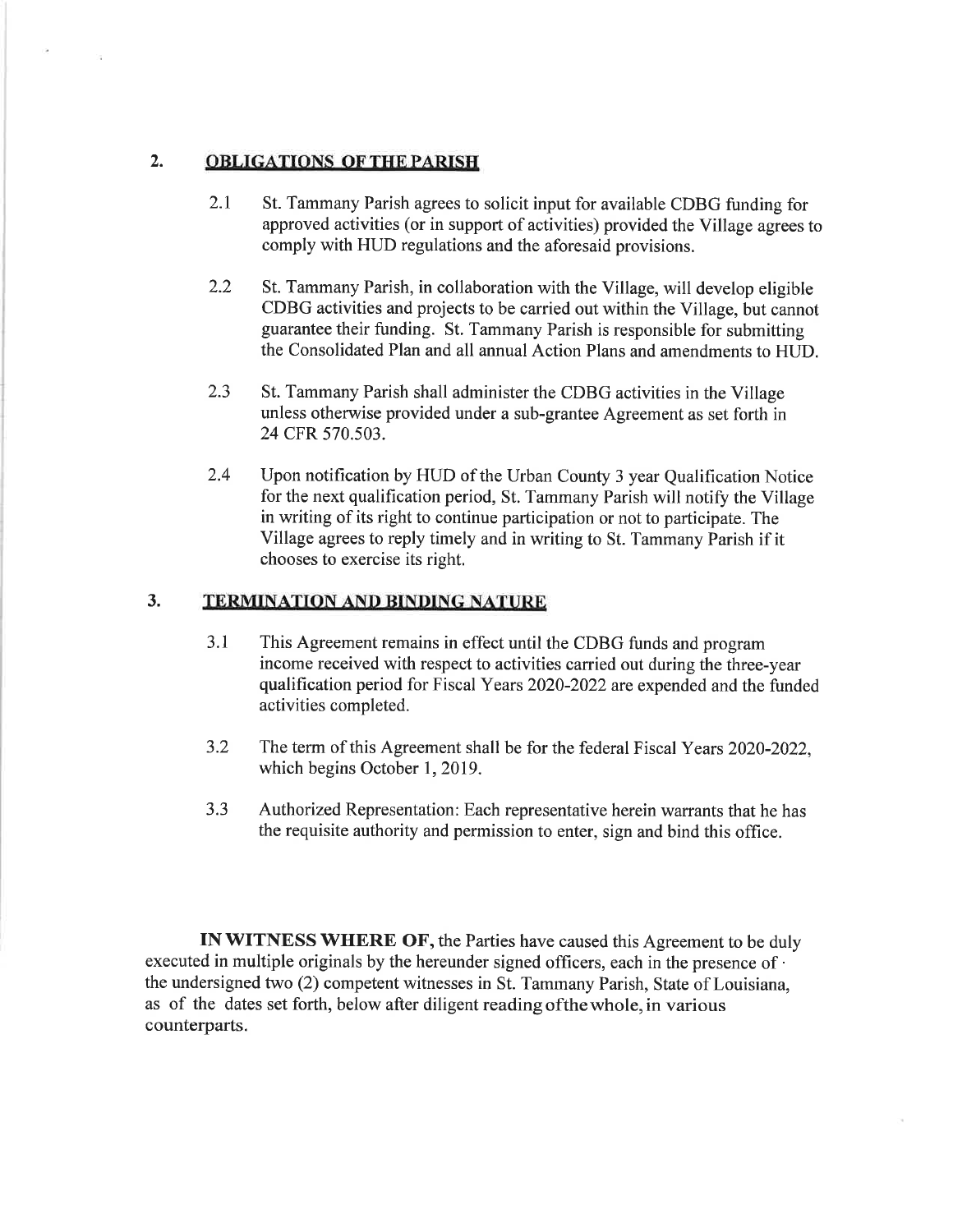## 2. OBLIGATIONS OF THE PARISH

2.1 St. Tammany Parish agrees to solicit input for available CDBG funding for approved activities (or in support of activities) provided the Village agrees to comply with HUD regulations and the aforesaid provisions.

2.2 St. Tammany Parish, in collaboration with the Village, will develop eligible CDBG activities and projects to be carried out within the Village, but cannot guarantee their funding. St. Tammany Parish is responsible for submitting the Consolidated Plan and all annual Action Plans and amendments to HUD.

2.3 St. Tammany Parish shall administer the CDBG activities in the Village unless otherwise provided under a sub-grantee Agreement as set forth in 24 CFR 570.503.

2.4 Upon notification by HUD of the Urban County 3 year Qualification Notice for the next qualification period, St. Tammany Parish will notify the Village in writing of its right to continue participation or not to participate. The Village agrees to reply timely and in writing to St. Tammany Parish if it chooses to exercise its right.

## 3. TERMINATION AND BINDING NATURE

3.1 This Agreement remains in effect until the CDBG funds and program income received with respect to activities carried out during the three-year qualification period for Fiscal Years 2020-2022 are expended and the funded activities completed.

3.2 The term of this Agreement shall be for the federal Fiscal Years 2020-2022, which begins October 1, 2019.

3.3 Authorized Representation: Each representative herein warrants that he has the requisite authority and permission to enter, sign and bind this office.

**IN WITNESS WHERE OF,** the Parties have caused this Agreement to be duly executed in multiple originals by the hereunder signed officers, each in the presence of the undersigned two (2) competent witnesses in St. Tammany Parish, State of Louisiana, as of the dates set forth, below after diligent reading of the whole, in various counterparts.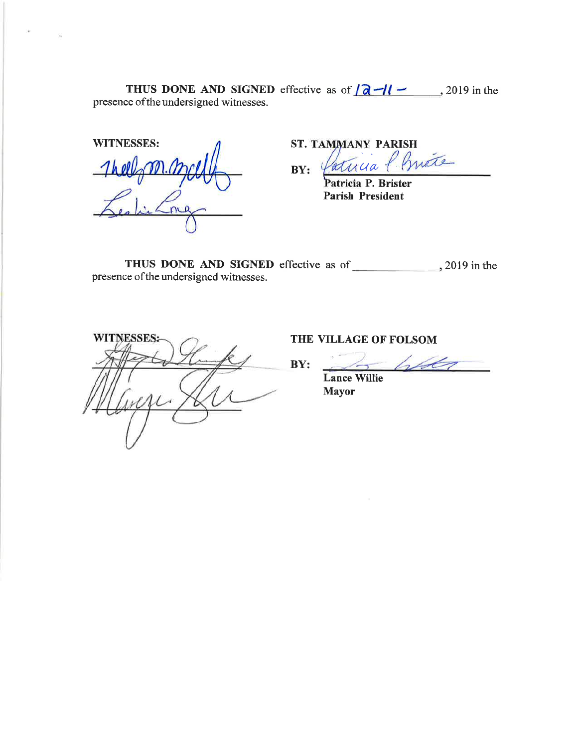**THUS DONE AND SIGNED** effective as of 12-11-______, 2019 in the presence of the undersigned witnesses.

**WITNESSES:**

_____________________

_____________________

**ST. TAMMANY PARISH**

**BY:** _____________________
**Patricia P. Brister**
**Parish President**

**THUS DONE AND SIGNED** effective as of ______________, 2019 in the presence of the undersigned witnesses.

**WITNESSES:**

_____________________

_____________________

**THE VILLAGE OF FOLSOM**

**BY:** _____________________
**Lance Willie**
**Mayor**